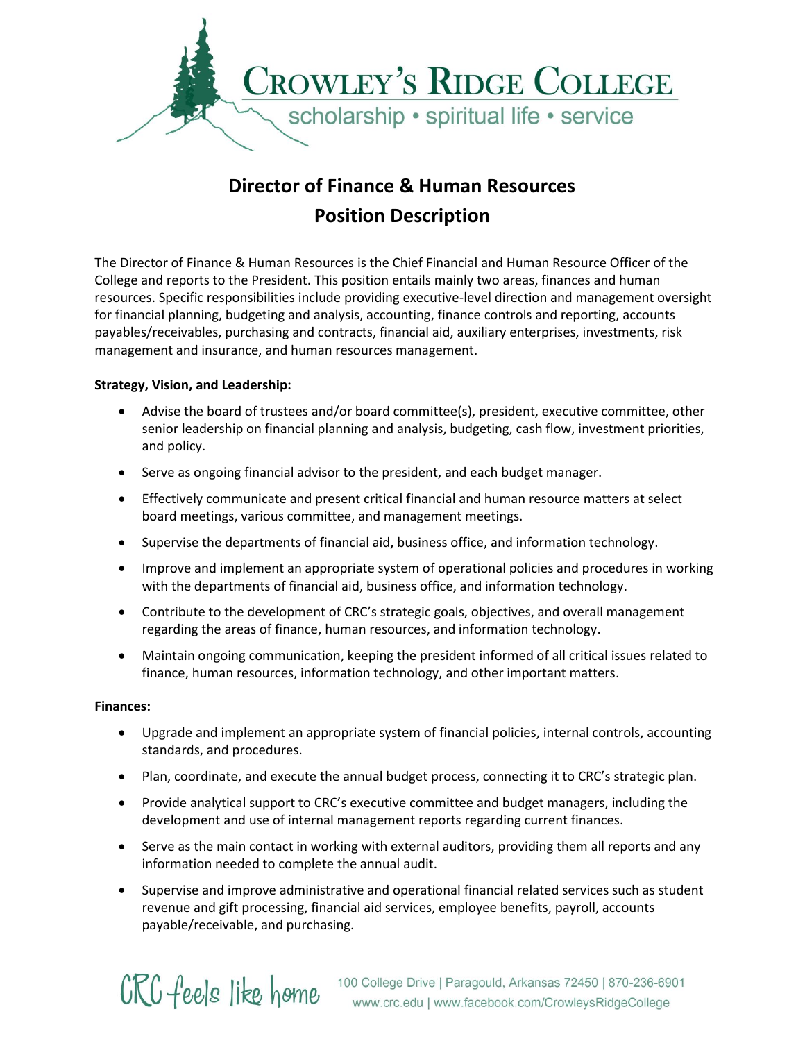Crowley's Ridge College

scholarship • spiritual life • service

# Director of Finance & Human Resources
# Position Description

The Director of Finance & Human Resources is the Chief Financial and Human Resource Officer of the College and reports to the President. This position entails mainly two areas, finances and human resources. Specific responsibilities include providing executive-level direction and management oversight for financial planning, budgeting and analysis, accounting, finance controls and reporting, accounts payables/receivables, purchasing and contracts, financial aid, auxiliary enterprises, investments, risk management and insurance, and human resources management.

**Strategy, Vision, and Leadership:**

- Advise the board of trustees and/or board committee(s), president, executive committee, other senior leadership on financial planning and analysis, budgeting, cash flow, investment priorities, and policy.
- Serve as ongoing financial advisor to the president, and each budget manager.
- Effectively communicate and present critical financial and human resource matters at select board meetings, various committee, and management meetings.
- Supervise the departments of financial aid, business office, and information technology.
- Improve and implement an appropriate system of operational policies and procedures in working with the departments of financial aid, business office, and information technology.
- Contribute to the development of CRC's strategic goals, objectives, and overall management regarding the areas of finance, human resources, and information technology.
- Maintain ongoing communication, keeping the president informed of all critical issues related to finance, human resources, information technology, and other important matters.

**Finances:**

- Upgrade and implement an appropriate system of financial policies, internal controls, accounting standards, and procedures.
- Plan, coordinate, and execute the annual budget process, connecting it to CRC's strategic plan.
- Provide analytical support to CRC's executive committee and budget managers, including the development and use of internal management reports regarding current finances.
- Serve as the main contact in working with external auditors, providing them all reports and any information needed to complete the annual audit.
- Supervise and improve administrative and operational financial related services such as student revenue and gift processing, financial aid services, employee benefits, payroll, accounts payable/receivable, and purchasing.

CRC feels like home

100 College Drive | Paragould, Arkansas 72450 | 870-236-6901
www.crc.edu | www.facebook.com/CrowleysRidgeCollege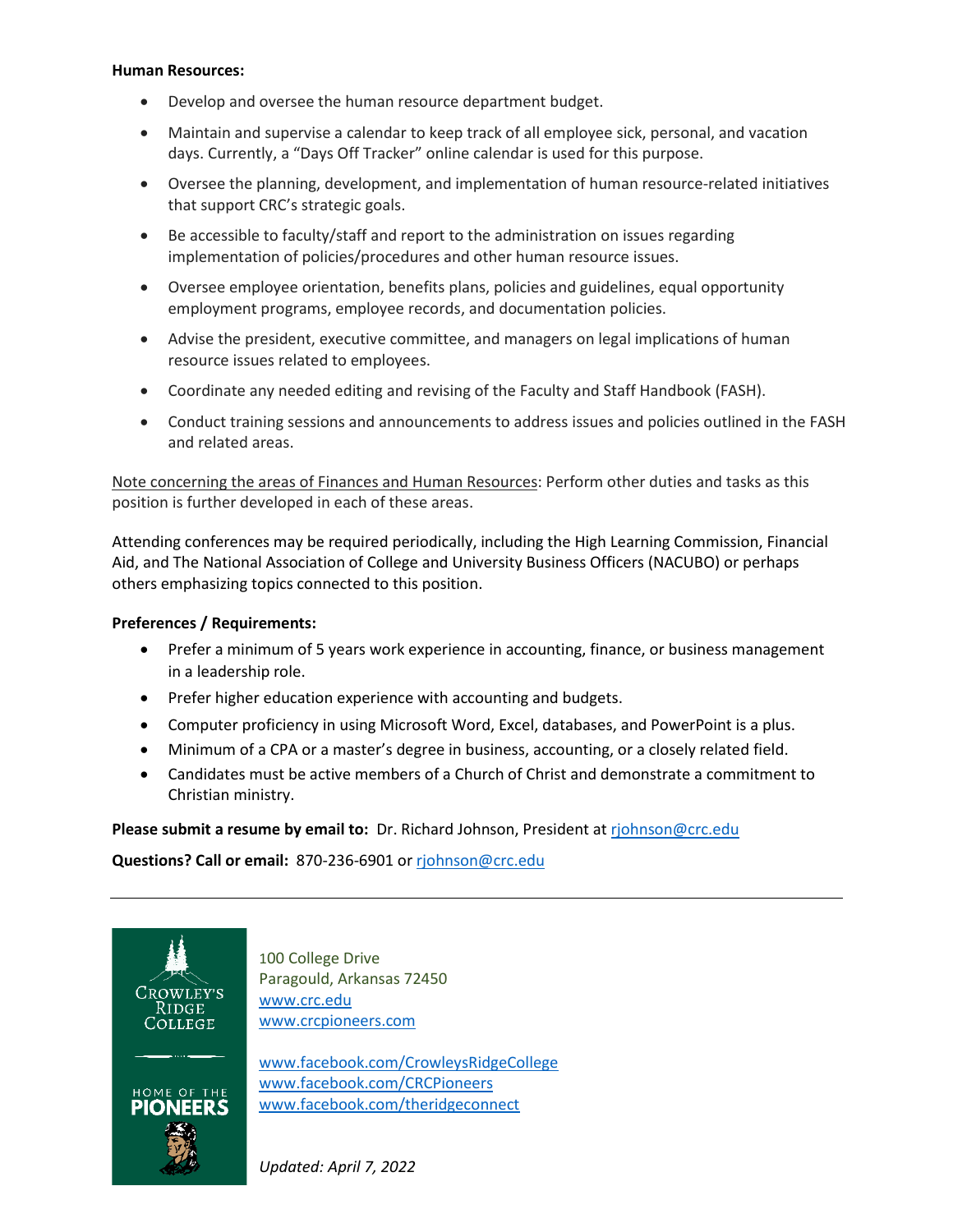**Human Resources:**

- Develop and oversee the human resource department budget.
- Maintain and supervise a calendar to keep track of all employee sick, personal, and vacation days. Currently, a "Days Off Tracker" online calendar is used for this purpose.
- Oversee the planning, development, and implementation of human resource-related initiatives that support CRC's strategic goals.
- Be accessible to faculty/staff and report to the administration on issues regarding implementation of policies/procedures and other human resource issues.
- Oversee employee orientation, benefits plans, policies and guidelines, equal opportunity employment programs, employee records, and documentation policies.
- Advise the president, executive committee, and managers on legal implications of human resource issues related to employees.
- Coordinate any needed editing and revising of the Faculty and Staff Handbook (FASH).
- Conduct training sessions and announcements to address issues and policies outlined in the FASH and related areas.

<u>Note concerning the areas of Finances and Human Resources</u>: Perform other duties and tasks as this position is further developed in each of these areas.

Attending conferences may be required periodically, including the High Learning Commission, Financial Aid, and The National Association of College and University Business Officers (NACUBO) or perhaps others emphasizing topics connected to this position.

**Preferences / Requirements:**

- Prefer a minimum of 5 years work experience in accounting, finance, or business management in a leadership role.
- Prefer higher education experience with accounting and budgets.
- Computer proficiency in using Microsoft Word, Excel, databases, and PowerPoint is a plus.
- Minimum of a CPA or a master's degree in business, accounting, or a closely related field.
- Candidates must be active members of a Church of Christ and demonstrate a commitment to Christian ministry.

**Please submit a resume by email to:** Dr. Richard Johnson, President at rjohnson@crc.edu

**Questions? Call or email:** 870-236-6901 or rjohnson@crc.edu

---

Crowley's Ridge College

Home of the Pioneers

100 College Drive
Paragould, Arkansas 72450
www.crc.edu
www.crcpioneers.com

www.facebook.com/CrowleysRidgeCollege
www.facebook.com/CRCPioneers
www.facebook.com/theridgeconnect

*Updated: April 7, 2022*